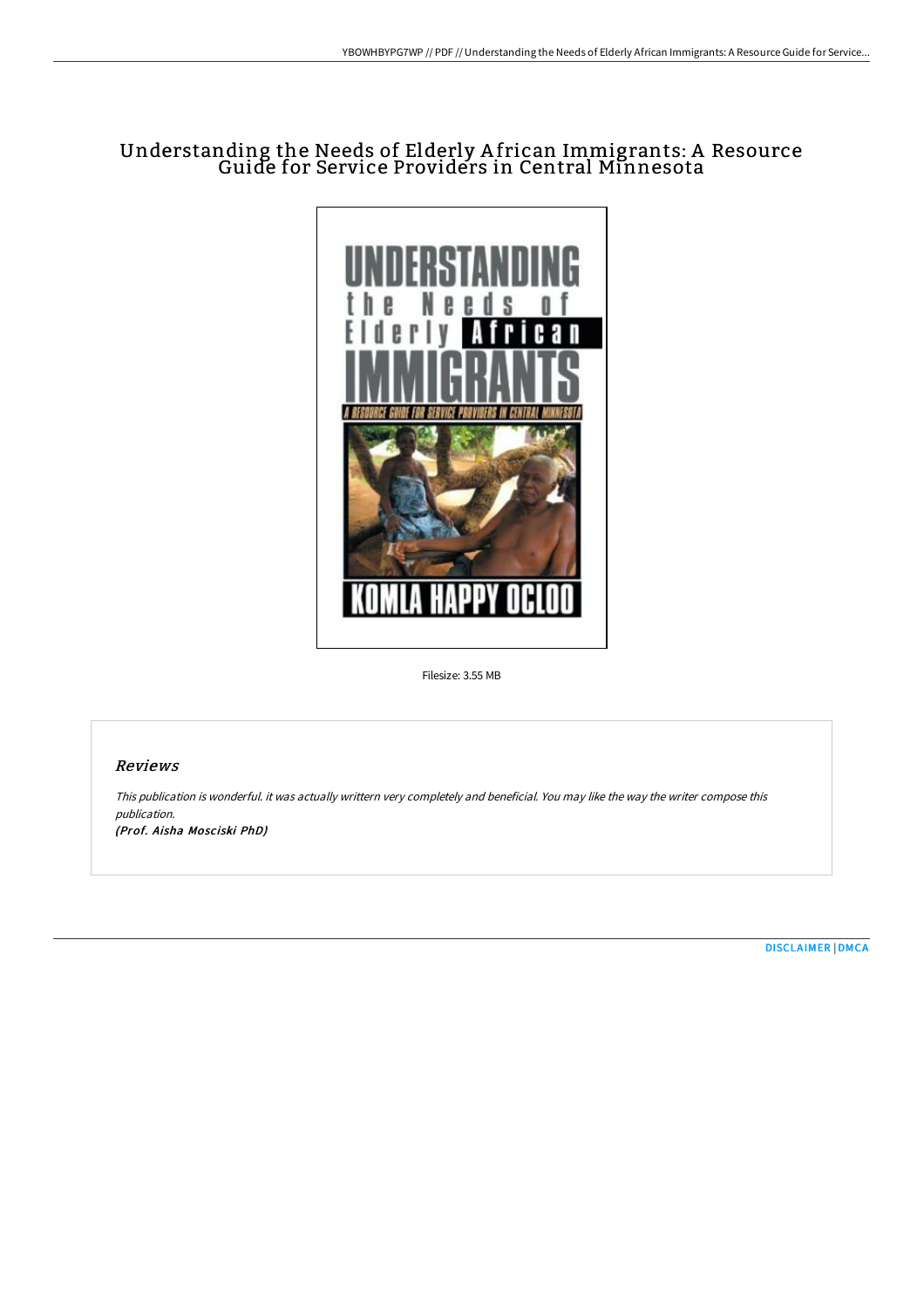# Understanding the Needs of Elderly African Immigrants: A Resource Guide for Service Providers in Central Minnesota

Filesize: 3.55 MB

## Reviews

*This publication is wonderful. it was actually writtern very completely and beneficial. You may like the way the writer compose this publication.*

***(Prof. Aisha Mosciski PhD)***

DISCLAIMER | DMCA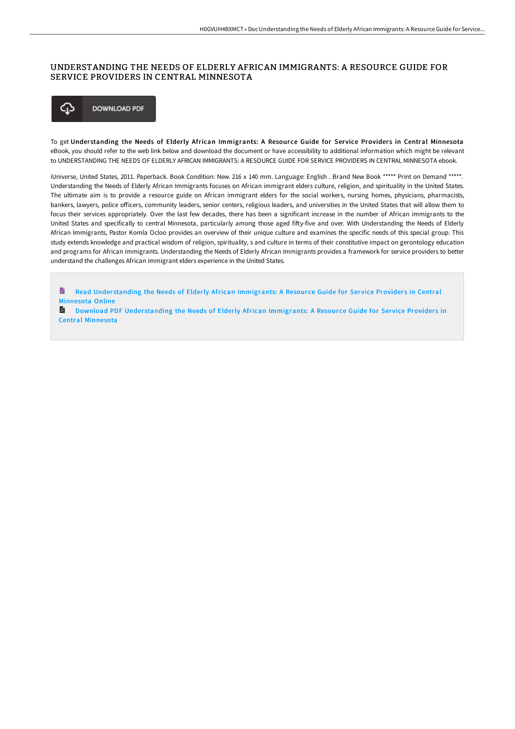# UNDERSTANDING THE NEEDS OF ELDERLY AFRICAN IMMIGRANTS: A RESOURCE GUIDE FOR SERVICE PROVIDERS IN CENTRAL MINNESOTA

DOWNLOAD PDF

To get **Understanding the Needs of Elderly African Immigrants: A Resource Guide for Service Providers in Central Minnesota** eBook, you should refer to the web link below and download the document or have accessibility to additional information which might be relevant to UNDERSTANDING THE NEEDS OF ELDERLY AFRICAN IMMIGRANTS: A RESOURCE GUIDE FOR SERVICE PROVIDERS IN CENTRAL MINNESOTA ebook.

iUniverse, United States, 2011. Paperback. Book Condition: New. 216 x 140 mm. Language: English . Brand New Book ***** Print on Demand *****. Understanding the Needs of Elderly African Immigrants focuses on African immigrant elders culture, religion, and spirituality in the United States. The ultimate aim is to provide a resource guide on African immigrant elders for the social workers, nursing homes, physicians, pharmacists, bankers, lawyers, police officers, community leaders, senior centers, religious leaders, and universities in the United States that will allow them to focus their services appropriately. Over the last few decades, there has been a significant increase in the number of African immigrants to the United States and specifically to central Minnesota, particularly among those aged fifty-five and over. With Understanding the Needs of Elderly African Immigrants, Pastor Komla Ocloo provides an overview of their unique culture and examines the specific needs of this special group. This study extends knowledge and practical wisdom of religion, spirituality, s and culture in terms of their constitutive impact on gerontology education and programs for African immigrants. Understanding the Needs of Elderly African Immigrants provides a framework for service providers to better understand the challenges African immigrant elders experience in the United States.

Read Understanding the Needs of Elderly African Immigrants: A Resource Guide for Service Providers in Central Minnesota Online

Download PDF Understanding the Needs of Elderly African Immigrants: A Resource Guide for Service Providers in Central Minnesota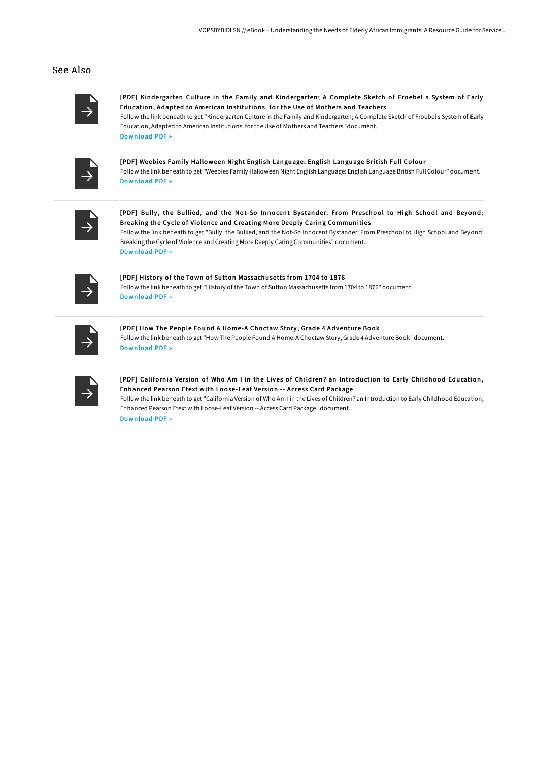## See Also

**[PDF] Kindergarten Culture in the Family and Kindergarten; A Complete Sketch of Froebel s System of Early Education, Adapted to American Institutions. for the Use of Mothers and Teachers**

Follow the link beneath to get "Kindergarten Culture in the Family and Kindergarten; A Complete Sketch of Froebel s System of Early Education, Adapted to American Institutions. for the Use of Mothers and Teachers" document.

Download PDF »

**[PDF] Weebies Family Halloween Night English Language: English Language British Full Colour**

Follow the link beneath to get "Weebies Family Halloween Night English Language: English Language British Full Colour" document.

Download PDF »

**[PDF] Bully, the Bullied, and the Not-So Innocent Bystander: From Preschool to High School and Beyond: Breaking the Cycle of Violence and Creating More Deeply Caring Communities**

Follow the link beneath to get "Bully, the Bullied, and the Not-So Innocent Bystander: From Preschool to High School and Beyond: Breaking the Cycle of Violence and Creating More Deeply Caring Communities" document.

Download PDF »

**[PDF] History of the Town of Sutton Massachusetts from 1704 to 1876**

Follow the link beneath to get "History of the Town of Sutton Massachusetts from 1704 to 1876" document.

Download PDF »

**[PDF] How The People Found A Home-A Choctaw Story, Grade 4 Adventure Book**

Follow the link beneath to get "How The People Found A Home-A Choctaw Story, Grade 4 Adventure Book" document.

Download PDF »

**[PDF] California Version of Who Am I in the Lives of Children? an Introduction to Early Childhood Education, Enhanced Pearson Etext with Loose-Leaf Version -- Access Card Package**

Follow the link beneath to get "California Version of Who Am I in the Lives of Children? an Introduction to Early Childhood Education, Enhanced Pearson Etext with Loose-Leaf Version -- Access Card Package" document.

Download PDF »